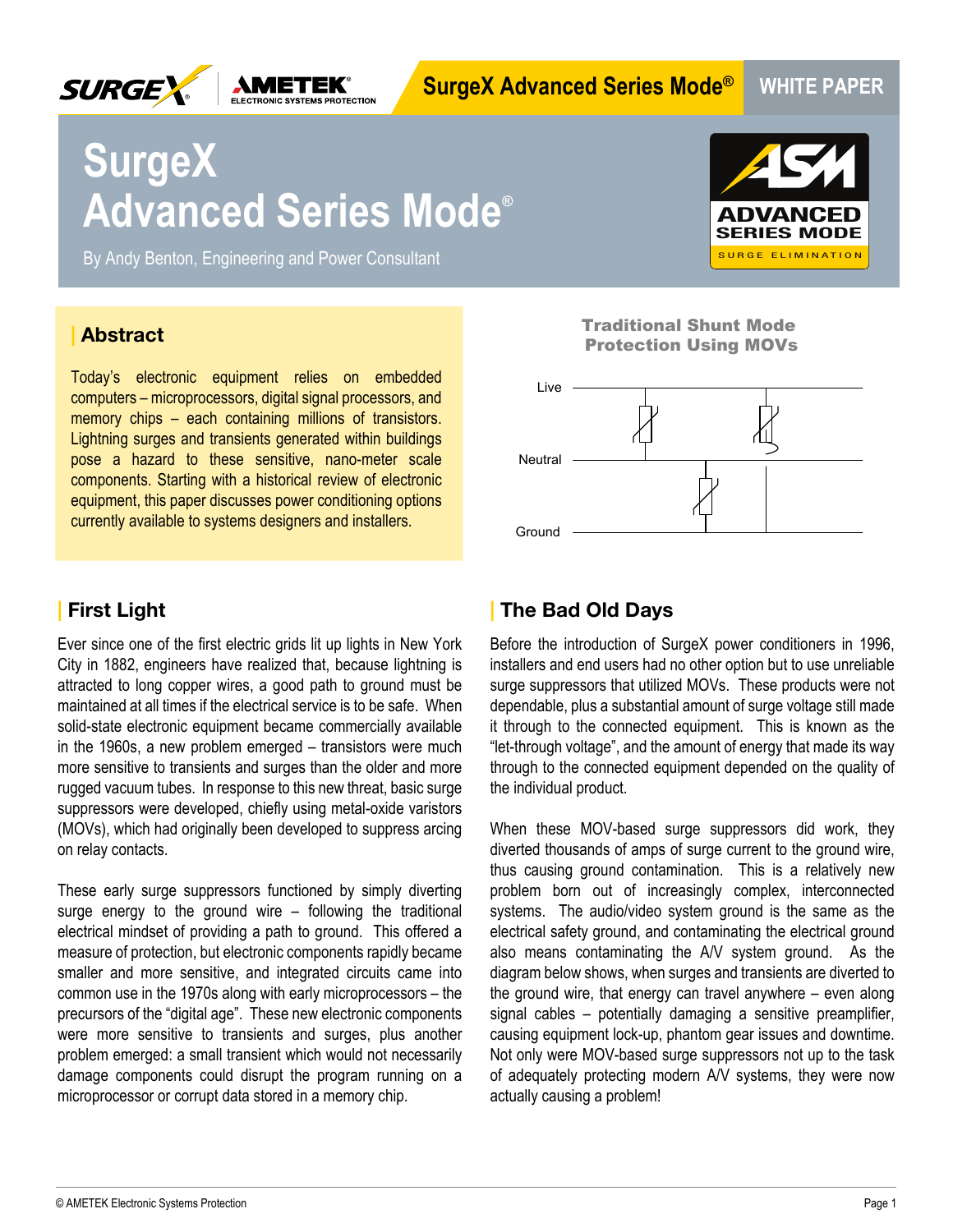# SurgeX Advanced Series Mode®

By Andy Benton, Engineering and Power Consultant

## Abstract

Today's electronic equipment relies on embedded computers – microprocessors, digital signal processors, and memory chips – each containing millions of transistors. Lightning surges and transients generated within buildings pose a hazard to these sensitive, nano-meter scale components. Starting with a historical review of electronic equipment, this paper discusses power conditioning options currently available to systems designers and installers.

**Traditional Shunt Mode Protection Using MOVs**

Live

Neutral

Ground

## First Light

Ever since one of the first electric grids lit up lights in New York City in 1882, engineers have realized that, because lightning is attracted to long copper wires, a good path to ground must be maintained at all times if the electrical service is to be safe. When solid-state electronic equipment became commercially available in the 1960s, a new problem emerged – transistors were much more sensitive to transients and surges than the older and more rugged vacuum tubes. In response to this new threat, basic surge suppressors were developed, chiefly using metal-oxide varistors (MOVs), which had originally been developed to suppress arcing on relay contacts.

These early surge suppressors functioned by simply diverting surge energy to the ground wire – following the traditional electrical mindset of providing a path to ground. This offered a measure of protection, but electronic components rapidly became smaller and more sensitive, and integrated circuits came into common use in the 1970s along with early microprocessors – the precursors of the "digital age". These new electronic components were more sensitive to transients and surges, plus another problem emerged: a small transient which would not necessarily damage components could disrupt the program running on a microprocessor or corrupt data stored in a memory chip.

## The Bad Old Days

Before the introduction of SurgeX power conditioners in 1996, installers and end users had no other option but to use unreliable surge suppressors that utilized MOVs. These products were not dependable, plus a substantial amount of surge voltage still made it through to the connected equipment. This is known as the "let-through voltage", and the amount of energy that made its way through to the connected equipment depended on the quality of the individual product.

When these MOV-based surge suppressors did work, they diverted thousands of amps of surge current to the ground wire, thus causing ground contamination. This is a relatively new problem born out of increasingly complex, interconnected systems. The audio/video system ground is the same as the electrical safety ground, and contaminating the electrical ground also means contaminating the A/V system ground. As the diagram below shows, when surges and transients are diverted to the ground wire, that energy can travel anywhere – even along signal cables – potentially damaging a sensitive preamplifier, causing equipment lock-up, phantom gear issues and downtime. Not only were MOV-based surge suppressors not up to the task of adequately protecting modern A/V systems, they were now actually causing a problem!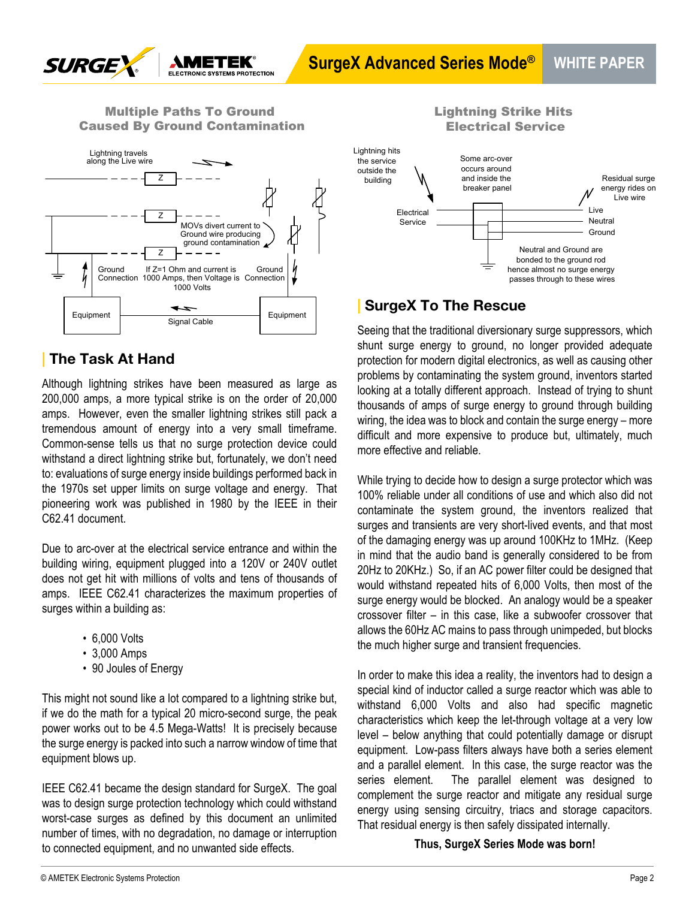## Multiple Paths To Ground Caused By Ground Contamination

Lightning travels along the Live wire

Z

Z

Z

MOVs divert current to Ground wire producing ground contamination

Ground Connection

If Z=1 Ohm and current is 1000 Amps, then Voltage is 1000 Volts

Ground Connection

Equipment

Signal Cable

Equipment

## The Task At Hand

Although lightning strikes have been measured as large as 200,000 amps, a more typical strike is on the order of 20,000 amps. However, even the smaller lightning strikes still pack a tremendous amount of energy into a very small timeframe. Common-sense tells us that no surge protection device could withstand a direct lightning strike but, fortunately, we don't need to: evaluations of surge energy inside buildings performed back in the 1970s set upper limits on surge voltage and energy. That pioneering work was published in 1980 by the IEEE in their C62.41 document.

Due to arc-over at the electrical service entrance and within the building wiring, equipment plugged into a 120V or 240V outlet does not get hit with millions of volts and tens of thousands of amps. IEEE C62.41 characterizes the maximum properties of surges within a building as:

- 6,000 Volts
- 3,000 Amps
- 90 Joules of Energy

This might not sound like a lot compared to a lightning strike but, if we do the math for a typical 20 micro-second surge, the peak power works out to be 4.5 Mega-Watts! It is precisely because the surge energy is packed into such a narrow window of time that equipment blows up.

IEEE C62.41 became the design standard for SurgeX. The goal was to design surge protection technology which could withstand worst-case surges as defined by this document an unlimited number of times, with no degradation, no damage or interruption to connected equipment, and no unwanted side effects.

## Lightning Strike Hits Electrical Service

Lightning hits the service outside the building

Some arc-over occurs around and inside the breaker panel

Residual surge energy rides on Live wire

Electrical Service

Live

Neutral

Ground

Neutral and Ground are bonded to the ground rod hence almost no surge energy passes through to these wires

## SurgeX To The Rescue

Seeing that the traditional diversionary surge suppressors, which shunt surge energy to ground, no longer provided adequate protection for modern digital electronics, as well as causing other problems by contaminating the system ground, inventors started looking at a totally different approach. Instead of trying to shunt thousands of amps of surge energy to ground through building wiring, the idea was to block and contain the surge energy – more difficult and more expensive to produce but, ultimately, much more effective and reliable.

While trying to decide how to design a surge protector which was 100% reliable under all conditions of use and which also did not contaminate the system ground, the inventors realized that surges and transients are very short-lived events, and that most of the damaging energy was up around 100KHz to 1MHz. (Keep in mind that the audio band is generally considered to be from 20Hz to 20KHz.) So, if an AC power filter could be designed that would withstand repeated hits of 6,000 Volts, then most of the surge energy would be blocked. An analogy would be a speaker crossover filter – in this case, like a subwoofer crossover that allows the 60Hz AC mains to pass through unimpeded, but blocks the much higher surge and transient frequencies.

In order to make this idea a reality, the inventors had to design a special kind of inductor called a surge reactor which was able to withstand 6,000 Volts and also had specific magnetic characteristics which keep the let-through voltage at a very low level – below anything that could potentially damage or disrupt equipment. Low-pass filters always have both a series element and a parallel element. In this case, the surge reactor was the series element. The parallel element was designed to complement the surge reactor and mitigate any residual surge energy using sensing circuitry, triacs and storage capacitors. That residual energy is then safely dissipated internally.

**Thus, SurgeX Series Mode was born!**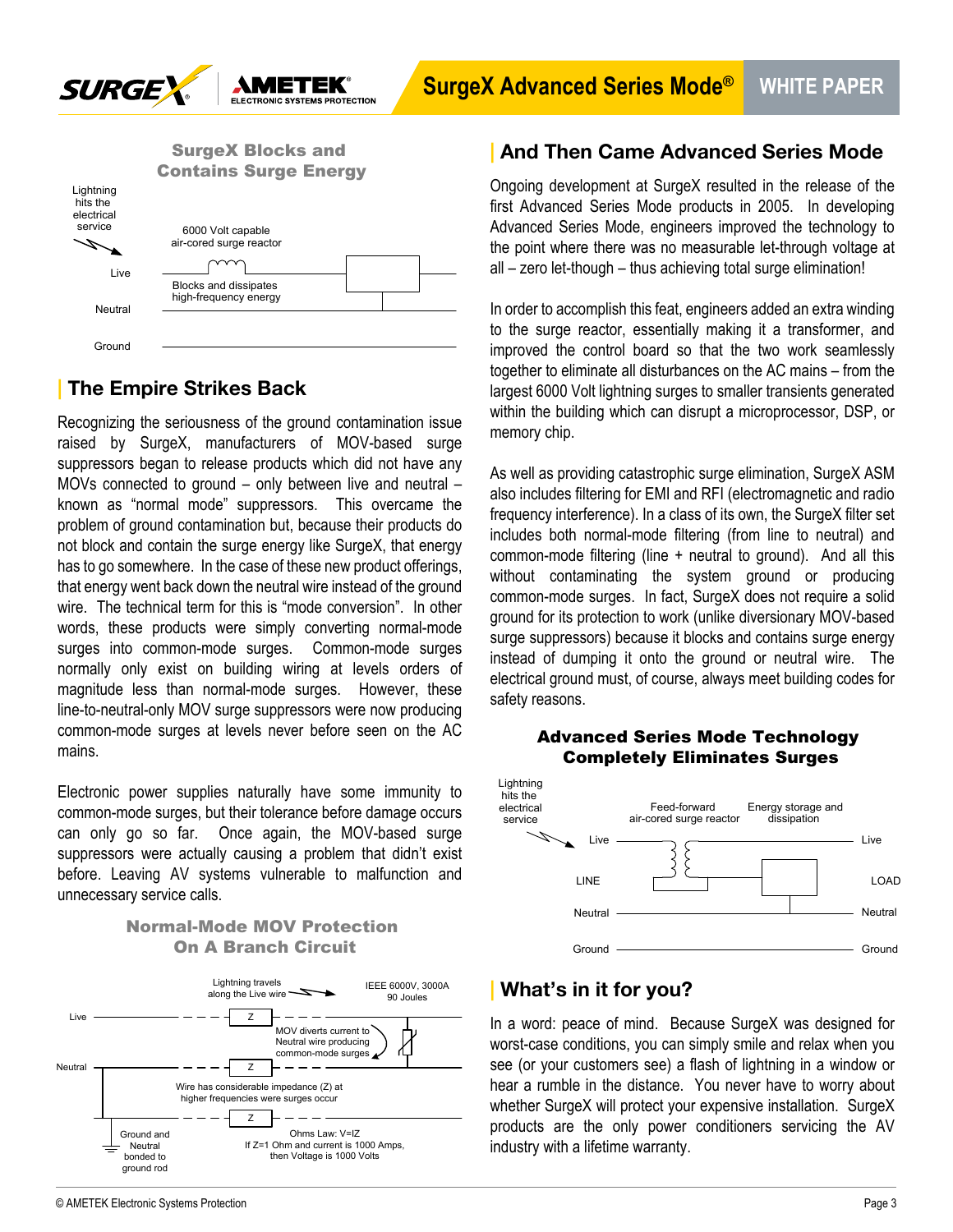**SurgeX Blocks and Contains Surge Energy**

Lightning hits the electrical service

6000 Volt capable air-cored surge reactor

Live

Blocks and dissipates high-frequency energy

Neutral

Ground

## The Empire Strikes Back

Recognizing the seriousness of the ground contamination issue raised by SurgeX, manufacturers of MOV-based surge suppressors began to release products which did not have any MOVs connected to ground – only between live and neutral – known as "normal mode" suppressors. This overcame the problem of ground contamination but, because their products do not block and contain the surge energy like SurgeX, that energy has to go somewhere. In the case of these new product offerings, that energy went back down the neutral wire instead of the ground wire. The technical term for this is "mode conversion". In other words, these products were simply converting normal-mode surges into common-mode surges. Common-mode surges normally only exist on building wiring at levels orders of magnitude less than normal-mode surges. However, these line-to-neutral-only MOV surge suppressors were now producing common-mode surges at levels never before seen on the AC mains.

Electronic power supplies naturally have some immunity to common-mode surges, but their tolerance before damage occurs can only go so far. Once again, the MOV-based surge suppressors were actually causing a problem that didn't exist before. Leaving AV systems vulnerable to malfunction and unnecessary service calls.

**Normal-Mode MOV Protection On A Branch Circuit**

Lightning travels along the Live wire

IEEE 6000V, 3000A 90 Joules

Live — Z

MOV diverts current to Neutral wire producing common-mode surges

Neutral — Z

Wire has considerable impedance (Z) at higher frequencies were surges occur

Z

Ground and Neutral bonded to ground rod

Ohms Law: V=IZ
If Z=1 Ohm and current is 1000 Amps, then Voltage is 1000 Volts

## And Then Came Advanced Series Mode

Ongoing development at SurgeX resulted in the release of the first Advanced Series Mode products in 2005. In developing Advanced Series Mode, engineers improved the technology to the point where there was no measurable let-through voltage at all – zero let-though – thus achieving total surge elimination!

In order to accomplish this feat, engineers added an extra winding to the surge reactor, essentially making it a transformer, and improved the control board so that the two work seamlessly together to eliminate all disturbances on the AC mains – from the largest 6000 Volt lightning surges to smaller transients generated within the building which can disrupt a microprocessor, DSP, or memory chip.

As well as providing catastrophic surge elimination, SurgeX ASM also includes filtering for EMI and RFI (electromagnetic and radio frequency interference). In a class of its own, the SurgeX filter set includes both normal-mode filtering (from line to neutral) and common-mode filtering (line + neutral to ground). And all this without contaminating the system ground or producing common-mode surges. In fact, SurgeX does not require a solid ground for its protection to work (unlike diversionary MOV-based surge suppressors) because it blocks and contains surge energy instead of dumping it onto the ground or neutral wire. The electrical ground must, of course, always meet building codes for safety reasons.

**Advanced Series Mode Technology Completely Eliminates Surges**

Lightning hits the electrical service

Feed-forward air-cored surge reactor

Energy storage and dissipation

Live — Live

LINE — LOAD

Neutral — Neutral

Ground — Ground

## What's in it for you?

In a word: peace of mind. Because SurgeX was designed for worst-case conditions, you can simply smile and relax when you see (or your customers see) a flash of lightning in a window or hear a rumble in the distance. You never have to worry about whether SurgeX will protect your expensive installation. SurgeX products are the only power conditioners servicing the AV industry with a lifetime warranty.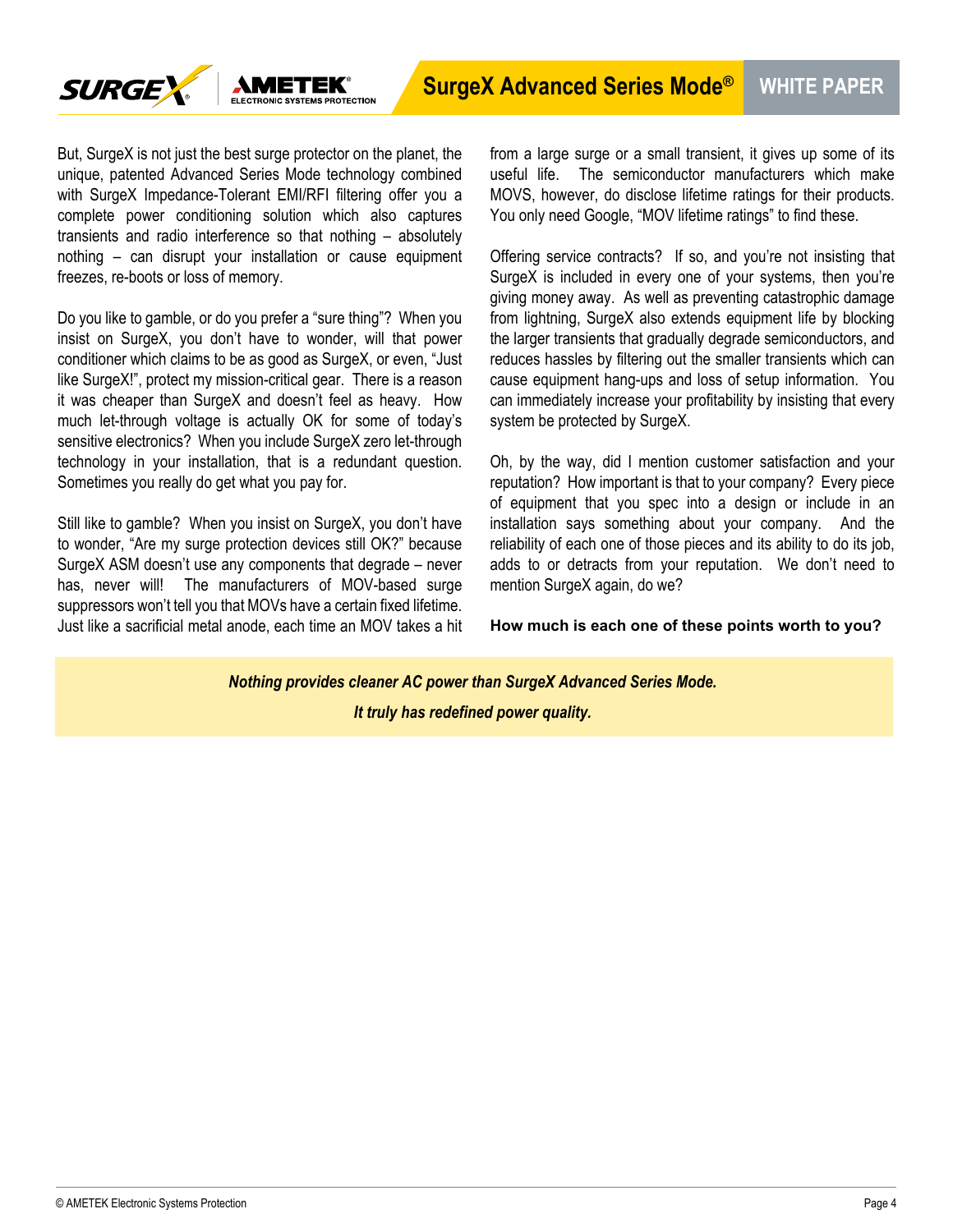But, SurgeX is not just the best surge protector on the planet, the unique, patented Advanced Series Mode technology combined with SurgeX Impedance-Tolerant EMI/RFI filtering offer you a complete power conditioning solution which also captures transients and radio interference so that nothing – absolutely nothing – can disrupt your installation or cause equipment freezes, re-boots or loss of memory.

Do you like to gamble, or do you prefer a "sure thing"? When you insist on SurgeX, you don't have to wonder, will that power conditioner which claims to be as good as SurgeX, or even, "Just like SurgeX!", protect my mission-critical gear. There is a reason it was cheaper than SurgeX and doesn't feel as heavy. How much let-through voltage is actually OK for some of today's sensitive electronics? When you include SurgeX zero let-through technology in your installation, that is a redundant question. Sometimes you really do get what you pay for.

Still like to gamble? When you insist on SurgeX, you don't have to wonder, "Are my surge protection devices still OK?" because SurgeX ASM doesn't use any components that degrade – never has, never will! The manufacturers of MOV-based surge suppressors won't tell you that MOVs have a certain fixed lifetime. Just like a sacrificial metal anode, each time an MOV takes a hit from a large surge or a small transient, it gives up some of its useful life. The semiconductor manufacturers which make MOVS, however, do disclose lifetime ratings for their products. You only need Google, "MOV lifetime ratings" to find these.

Offering service contracts? If so, and you're not insisting that SurgeX is included in every one of your systems, then you're giving money away. As well as preventing catastrophic damage from lightning, SurgeX also extends equipment life by blocking the larger transients that gradually degrade semiconductors, and reduces hassles by filtering out the smaller transients which can cause equipment hang-ups and loss of setup information. You can immediately increase your profitability by insisting that every system be protected by SurgeX.

Oh, by the way, did I mention customer satisfaction and your reputation? How important is that to your company? Every piece of equipment that you spec into a design or include in an installation says something about your company. And the reliability of each one of those pieces and its ability to do its job, adds to or detracts from your reputation. We don't need to mention SurgeX again, do we?

**How much is each one of these points worth to you?**

***Nothing provides cleaner AC power than SurgeX Advanced Series Mode.***

***It truly has redefined power quality.***

© AMETEK Electronic Systems Protection